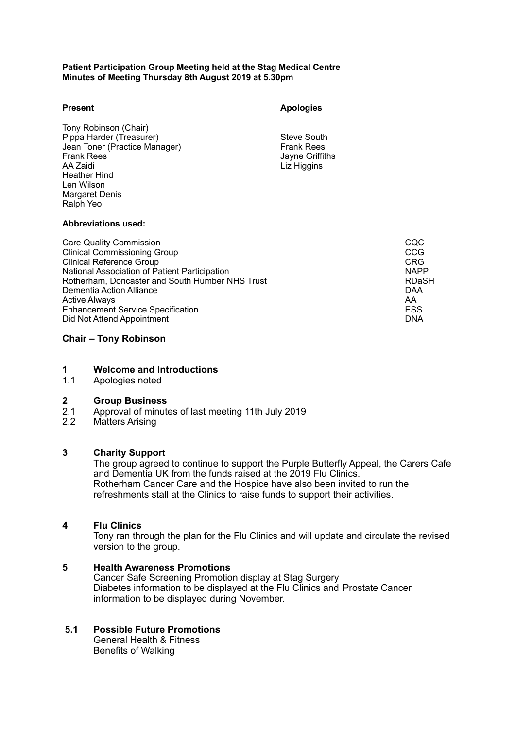**Patient Participation Group Meeting held at the Stag Medical Centre**
**Minutes of Meeting Thursday 8th August 2019 at 5.30pm**

| **Present** | **Apologies** |
| --- | --- |
| Tony Robinson (Chair) | |
| Pippa Harder (Treasurer) | Steve South |
| Jean Toner (Practice Manager) | Frank Rees |
| Frank Rees | Jayne Griffiths |
| AA Zaidi | Liz Higgins |
| Heather Hind | |
| Len Wilson | |
| Margaret Denis | |
| Ralph Yeo | |

**Abbreviations used:**

| | |
| --- | --- |
| Care Quality Commission | CQC |
| Clinical Commissioning Group | CCG |
| Clinical Reference Group | CRG |
| National Association of Patient Participation | NAPP |
| Rotherham, Doncaster and South Humber NHS Trust | RDaSH |
| Dementia Action Alliance | DAA |
| Active Always | AA |
| Enhancement Service Specification | ESS |
| Did Not Attend Appointment | DNA |

## Chair – Tony Robinson

### 1 Welcome and Introductions

1.1 Apologies noted

### 2 Group Business

2.1 Approval of minutes of last meeting 11th July 2019

2.2 Matters Arising

### 3 Charity Support

The group agreed to continue to support the Purple Butterfly Appeal, the Carers Cafe and Dementia UK from the funds raised at the 2019 Flu Clinics.
Rotherham Cancer Care and the Hospice have also been invited to run the refreshments stall at the Clinics to raise funds to support their activities.

### 4 Flu Clinics

Tony ran through the plan for the Flu Clinics and will update and circulate the revised version to the group.

### 5 Health Awareness Promotions

Cancer Safe Screening Promotion display at Stag Surgery
Diabetes information to be displayed at the Flu Clinics and Prostate Cancer information to be displayed during November.

### 5.1 Possible Future Promotions

General Health & Fitness
Benefits of Walking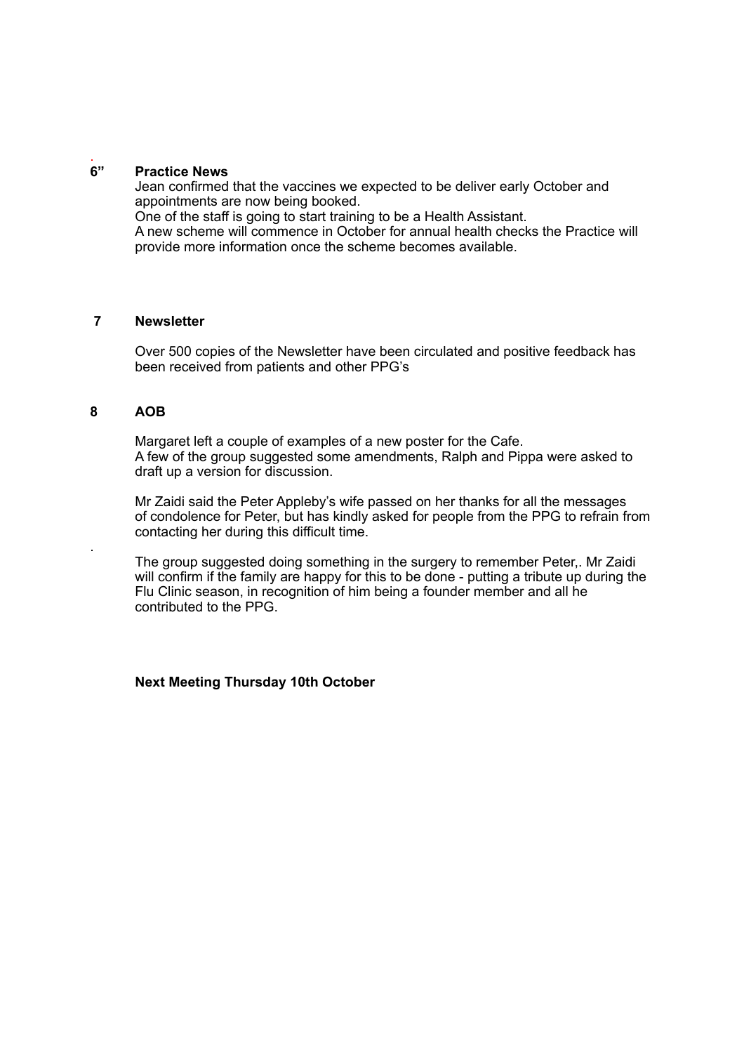## 6" Practice News

Jean confirmed that the vaccines we expected to be deliver early October and appointments are now being booked.
One of the staff is going to start training to be a Health Assistant.
A new scheme will commence in October for annual health checks the Practice will provide more information once the scheme becomes available.

## 7 Newsletter

Over 500 copies of the Newsletter have been circulated and positive feedback has been received from patients and other PPG's

## 8 AOB

Margaret left a couple of examples of a new poster for the Cafe.
A few of the group suggested some amendments, Ralph and Pippa were asked to draft up a version for discussion.

Mr Zaidi said the Peter Appleby's wife passed on her thanks for all the messages of condolence for Peter, but has kindly asked for people from the PPG to refrain from contacting her during this difficult time.

The group suggested doing something in the surgery to remember Peter,. Mr Zaidi will confirm if the family are happy for this to be done - putting a tribute up during the Flu Clinic season, in recognition of him being a founder member and all he contributed to the PPG.

**Next Meeting Thursday 10th October**